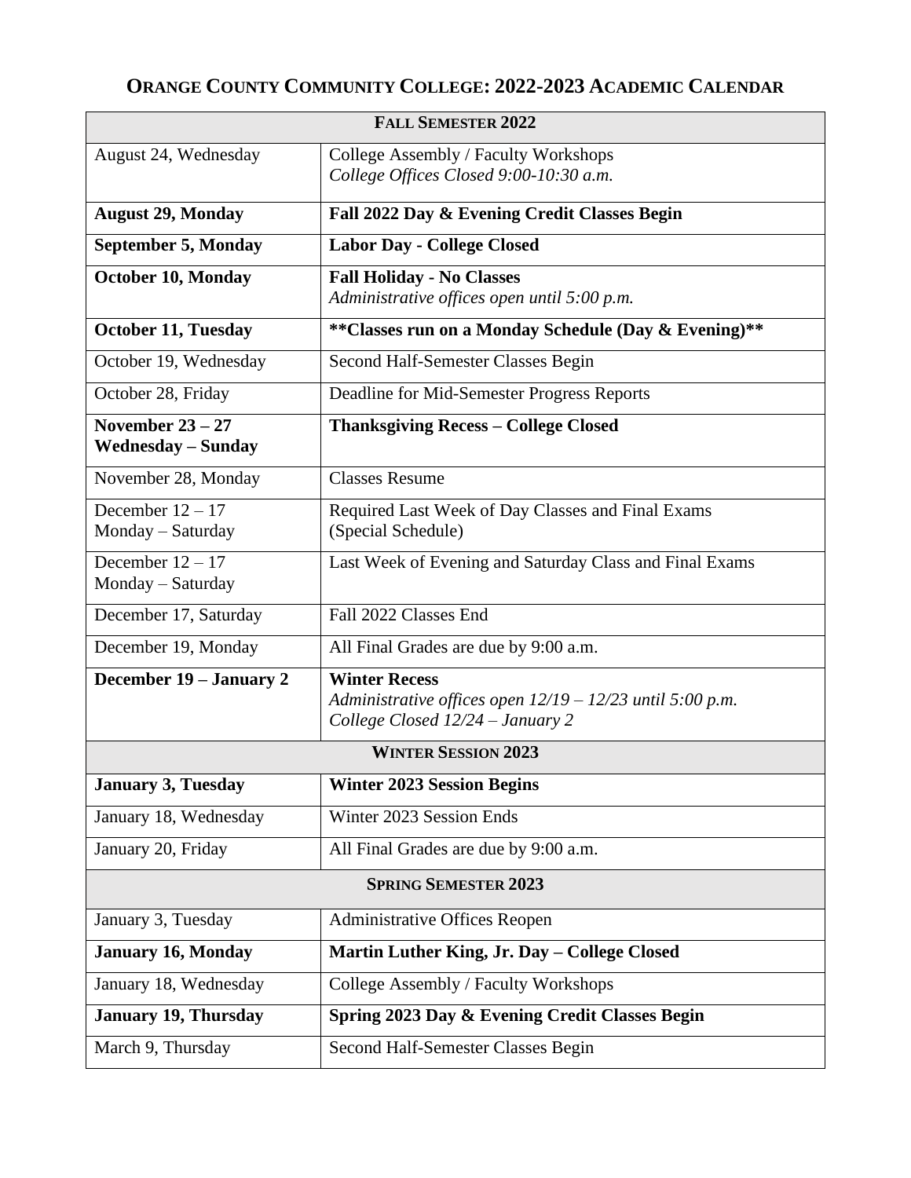# ORANGE COUNTY COMMUNITY COLLEGE: 2022-2023 ACADEMIC CALENDAR

| FALL SEMESTER 2022 | |
|---|---|
| August 24, Wednesday | College Assembly / Faculty Workshops<br>*College Offices Closed 9:00-10:30 a.m.* |
| **August 29, Monday** | **Fall 2022 Day & Evening Credit Classes Begin** |
| **September 5, Monday** | **Labor Day - College Closed** |
| **October 10, Monday** | **Fall Holiday - No Classes**<br>*Administrative offices open until 5:00 p.m.* |
| **October 11, Tuesday** | **\*\*Classes run on a Monday Schedule (Day & Evening)\*\*** |
| October 19, Wednesday | Second Half-Semester Classes Begin |
| October 28, Friday | Deadline for Mid-Semester Progress Reports |
| **November 23 – 27**<br>**Wednesday – Sunday** | **Thanksgiving Recess – College Closed** |
| November 28, Monday | Classes Resume |
| December 12 – 17<br>Monday – Saturday | Required Last Week of Day Classes and Final Exams<br>(Special Schedule) |
| December 12 – 17<br>Monday – Saturday | Last Week of Evening and Saturday Class and Final Exams |
| December 17, Saturday | Fall 2022 Classes End |
| December 19, Monday | All Final Grades are due by 9:00 a.m. |
| **December 19 – January 2** | **Winter Recess**<br>*Administrative offices open 12/19 – 12/23 until 5:00 p.m.*<br>*College Closed 12/24 – January 2* |
| **WINTER SESSION 2023** | |
| **January 3, Tuesday** | **Winter 2023 Session Begins** |
| January 18, Wednesday | Winter 2023 Session Ends |
| January 20, Friday | All Final Grades are due by 9:00 a.m. |
| **SPRING SEMESTER 2023** | |
| January 3, Tuesday | Administrative Offices Reopen |
| **January 16, Monday** | **Martin Luther King, Jr. Day – College Closed** |
| January 18, Wednesday | College Assembly / Faculty Workshops |
| **January 19, Thursday** | **Spring 2023 Day & Evening Credit Classes Begin** |
| March 9, Thursday | Second Half-Semester Classes Begin |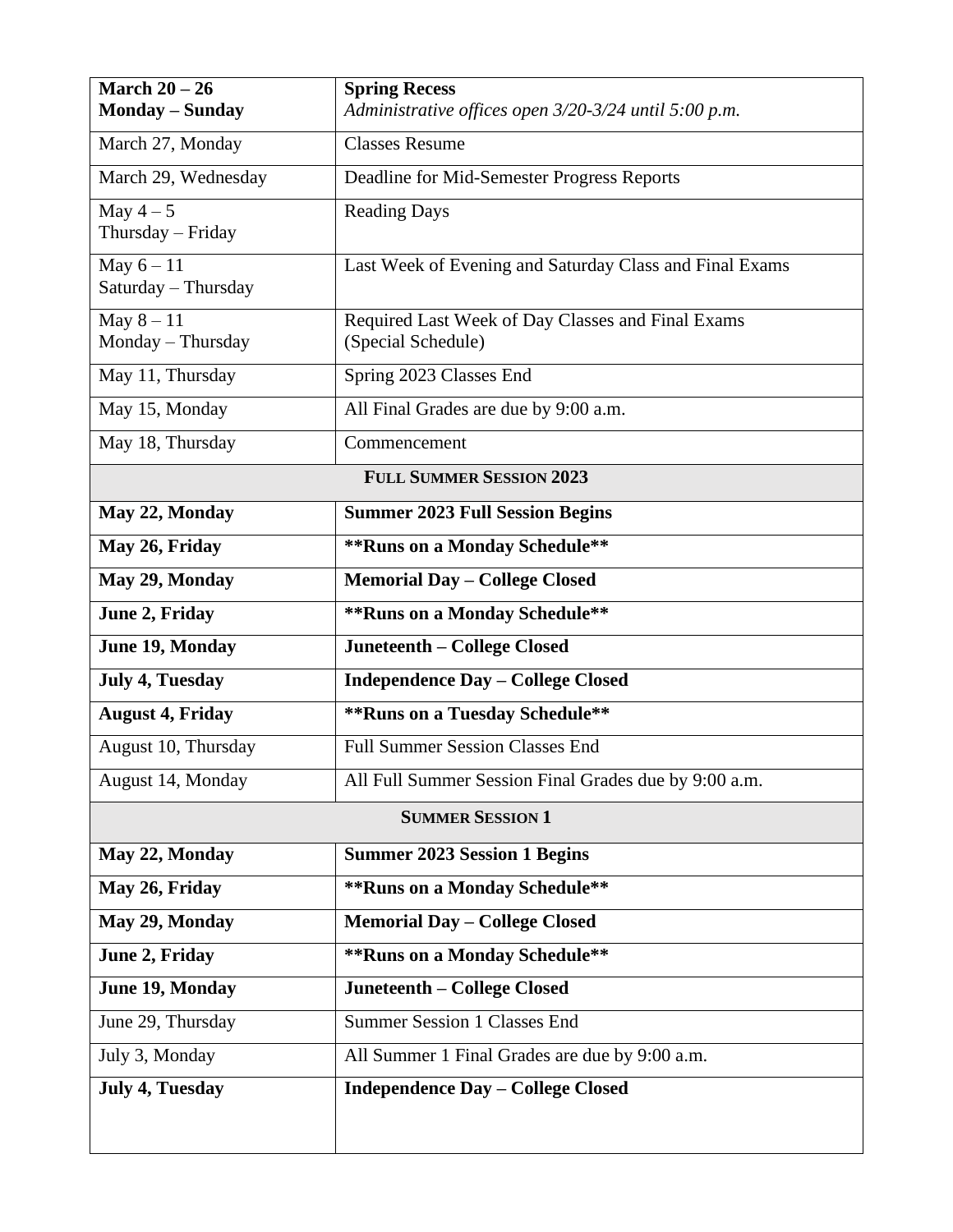| | |
|---|---|
| **March 20 – 26**<br>**Monday – Sunday** | **Spring Recess**<br>*Administrative offices open 3/20-3/24 until 5:00 p.m.* |
| March 27, Monday | Classes Resume |
| March 29, Wednesday | Deadline for Mid-Semester Progress Reports |
| May 4 – 5<br>Thursday – Friday | Reading Days |
| May 6 – 11<br>Saturday – Thursday | Last Week of Evening and Saturday Class and Final Exams |
| May 8 – 11<br>Monday – Thursday | Required Last Week of Day Classes and Final Exams (Special Schedule) |
| May 11, Thursday | Spring 2023 Classes End |
| May 15, Monday | All Final Grades are due by 9:00 a.m. |
| May 18, Thursday | Commencement |
| **FULL SUMMER SESSION 2023** | |
| **May 22, Monday** | **Summer 2023 Full Session Begins** |
| **May 26, Friday** | **\*\*Runs on a Monday Schedule\*\*** |
| **May 29, Monday** | **Memorial Day – College Closed** |
| **June 2, Friday** | **\*\*Runs on a Monday Schedule\*\*** |
| **June 19, Monday** | **Juneteenth – College Closed** |
| **July 4, Tuesday** | **Independence Day – College Closed** |
| **August 4, Friday** | **\*\*Runs on a Tuesday Schedule\*\*** |
| August 10, Thursday | Full Summer Session Classes End |
| August 14, Monday | All Full Summer Session Final Grades due by 9:00 a.m. |
| **SUMMER SESSION 1** | |
| **May 22, Monday** | **Summer 2023 Session 1 Begins** |
| **May 26, Friday** | **\*\*Runs on a Monday Schedule\*\*** |
| **May 29, Monday** | **Memorial Day – College Closed** |
| **June 2, Friday** | **\*\*Runs on a Monday Schedule\*\*** |
| **June 19, Monday** | **Juneteenth – College Closed** |
| June 29, Thursday | Summer Session 1 Classes End |
| July 3, Monday | All Summer 1 Final Grades are due by 9:00 a.m. |
| **July 4, Tuesday** | **Independence Day – College Closed** |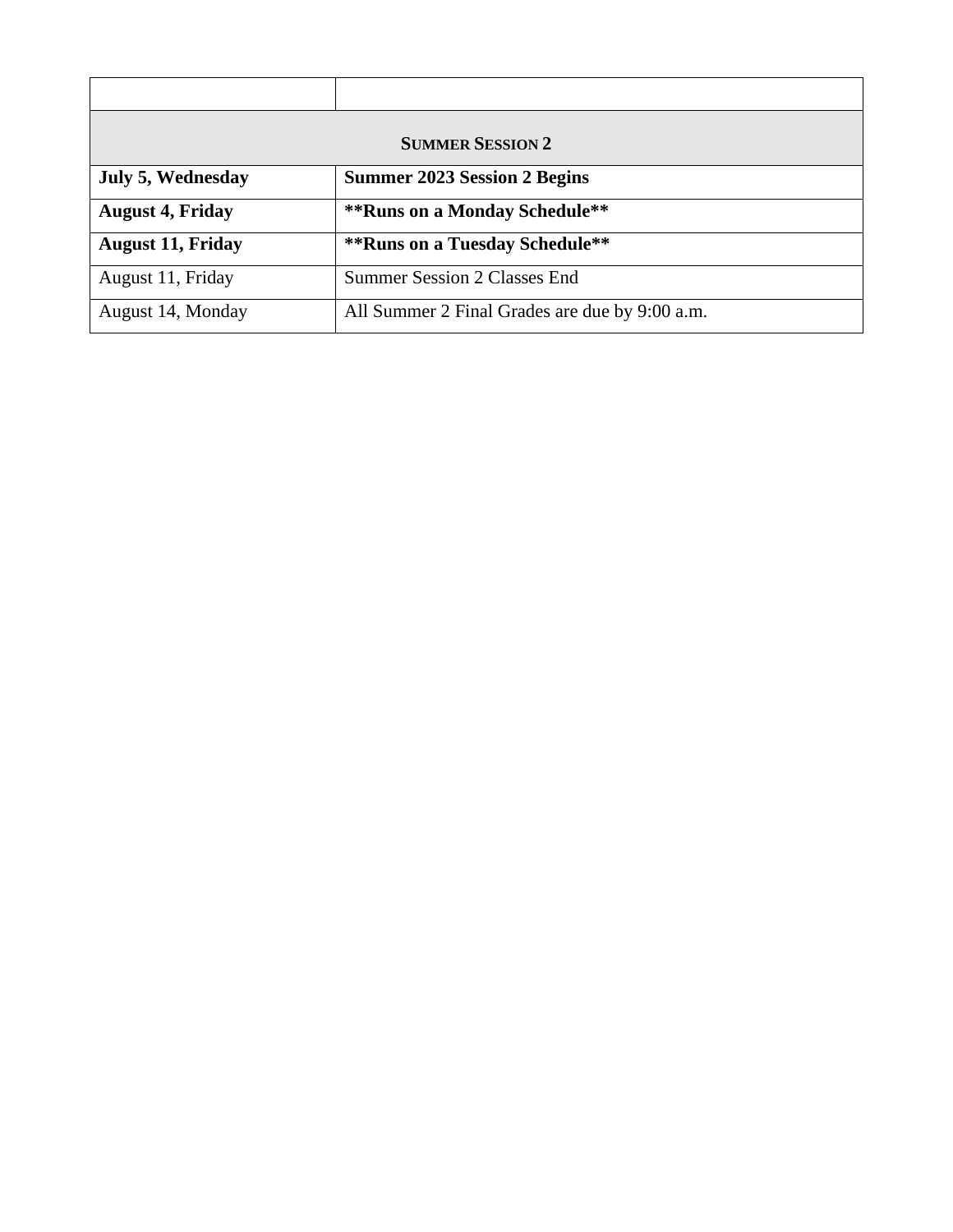| | |
|---|---|
| **SUMMER SESSION 2** | |
| **July 5, Wednesday** | **Summer 2023 Session 2 Begins** |
| **August 4, Friday** | **\*\*Runs on a Monday Schedule\*\*** |
| **August 11, Friday** | **\*\*Runs on a Tuesday Schedule\*\*** |
| August 11, Friday | Summer Session 2 Classes End |
| August 14, Monday | All Summer 2 Final Grades are due by 9:00 a.m. |